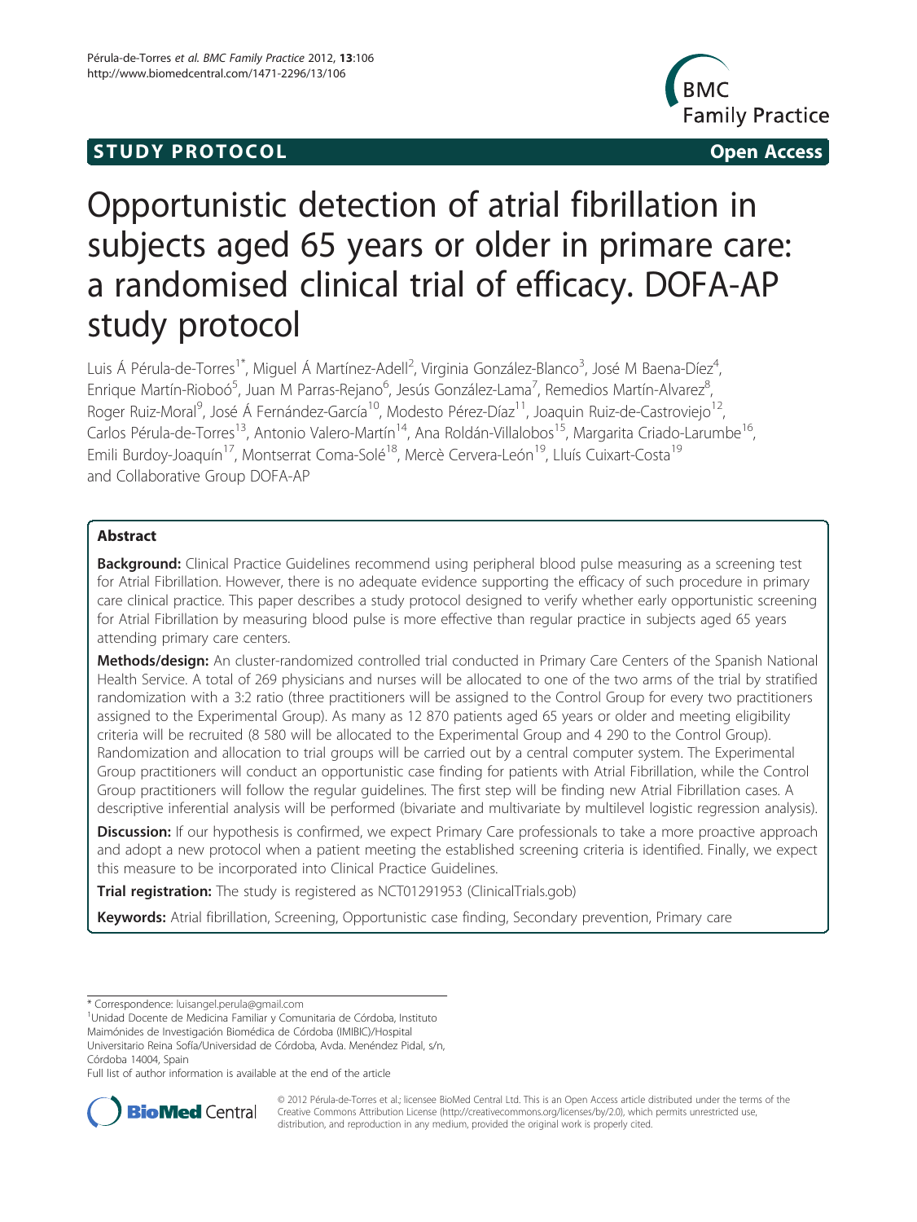STUDY PROTOCOL **Open Access**

# Opportunistic detection of atrial fibrillation in subjects aged 65 years or older in primare care: a randomised clinical trial of efficacy. DOFA-AP study protocol

Luis Á Pérula-de-Torres[1*], Miguel Á Martínez-Adell[2], Virginia González-Blanco[3], José M Baena-Díez[4], Enrique Martín-Rioboó[5], Juan M Parras-Rejano[6], Jesús González-Lama[7], Remedios Martín-Alvarez[8], Roger Ruiz-Moral[9], José Á Fernández-García[10], Modesto Pérez-Díaz[11], Joaquin Ruiz-de-Castroviejo[12], Carlos Pérula-de-Torres[13], Antonio Valero-Martín[14], Ana Roldán-Villalobos[15], Margarita Criado-Larumbe[16], Emili Burdoy-Joaquín[17], Montserrat Coma-Solé[18], Mercè Cervera-León[19], Lluís Cuixart-Costa[19] and Collaborative Group DOFA-AP

## Abstract

**Background:** Clinical Practice Guidelines recommend using peripheral blood pulse measuring as a screening test for Atrial Fibrillation. However, there is no adequate evidence supporting the efficacy of such procedure in primary care clinical practice. This paper describes a study protocol designed to verify whether early opportunistic screening for Atrial Fibrillation by measuring blood pulse is more effective than regular practice in subjects aged 65 years attending primary care centers.

**Methods/design:** An cluster-randomized controlled trial conducted in Primary Care Centers of the Spanish National Health Service. A total of 269 physicians and nurses will be allocated to one of the two arms of the trial by stratified randomization with a 3:2 ratio (three practitioners will be assigned to the Control Group for every two practitioners assigned to the Experimental Group). As many as 12 870 patients aged 65 years or older and meeting eligibility criteria will be recruited (8 580 will be allocated to the Experimental Group and 4 290 to the Control Group). Randomization and allocation to trial groups will be carried out by a central computer system. The Experimental Group practitioners will conduct an opportunistic case finding for patients with Atrial Fibrillation, while the Control Group practitioners will follow the regular guidelines. The first step will be finding new Atrial Fibrillation cases. A descriptive inferential analysis will be performed (bivariate and multivariate by multilevel logistic regression analysis).

**Discussion:** If our hypothesis is confirmed, we expect Primary Care professionals to take a more proactive approach and adopt a new protocol when a patient meeting the established screening criteria is identified. Finally, we expect this measure to be incorporated into Clinical Practice Guidelines.

**Trial registration:** The study is registered as NCT01291953 (ClinicalTrials.gob)

**Keywords:** Atrial fibrillation, Screening, Opportunistic case finding, Secondary prevention, Primary care

---

\* Correspondence: luisangel.perula@gmail.com

[1]Unidad Docente de Medicina Familiar y Comunitaria de Córdoba, Instituto Maimónides de Investigación Biomédica de Córdoba (IMIBIC)/Hospital Universitario Reina Sofía/Universidad de Córdoba, Avda. Menéndez Pidal, s/n, Córdoba 14004, Spain

Full list of author information is available at the end of the article

© 2012 Pérula-de-Torres et al.; licensee BioMed Central Ltd. This is an Open Access article distributed under the terms of the Creative Commons Attribution License (http://creativecommons.org/licenses/by/2.0), which permits unrestricted use, distribution, and reproduction in any medium, provided the original work is properly cited.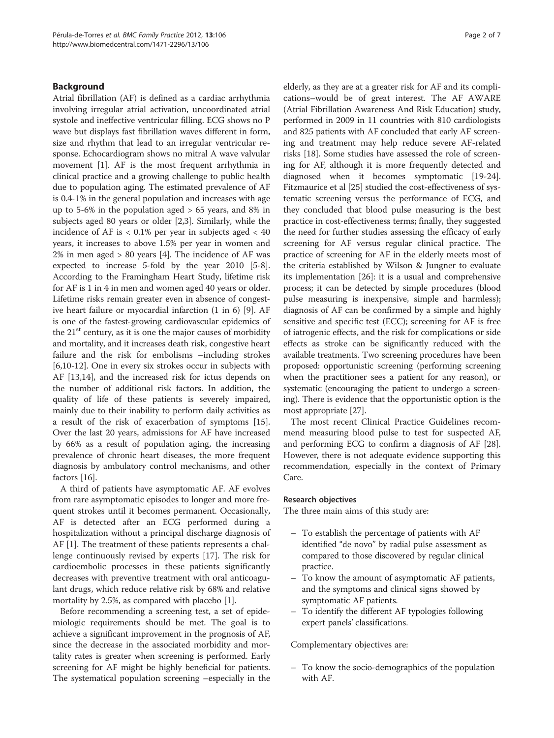## Background

Atrial fibrillation (AF) is defined as a cardiac arrhythmia involving irregular atrial activation, uncoordinated atrial systole and ineffective ventricular filling. ECG shows no P wave but displays fast fibrillation waves different in form, size and rhythm that lead to an irregular ventricular response. Echocardiogram shows no mitral A wave valvular movement [1]. AF is the most frequent arrhythmia in clinical practice and a growing challenge to public health due to population aging. The estimated prevalence of AF is 0.4-1% in the general population and increases with age up to 5-6% in the population aged > 65 years, and 8% in subjects aged 80 years or older [2,3]. Similarly, while the incidence of AF is < 0.1% per year in subjects aged < 40 years, it increases to above 1.5% per year in women and 2% in men aged > 80 years [4]. The incidence of AF was expected to increase 5-fold by the year 2010 [5-8]. According to the Framingham Heart Study, lifetime risk for AF is 1 in 4 in men and women aged 40 years or older. Lifetime risks remain greater even in absence of congestive heart failure or myocardial infarction (1 in 6) [9]. AF is one of the fastest-growing cardiovascular epidemics of the 21[st] century, as it is one the major causes of morbidity and mortality, and it increases death risk, congestive heart failure and the risk for embolisms –including strokes [6,10-12]. One in every six strokes occur in subjects with AF [13,14], and the increased risk for ictus depends on the number of additional risk factors. In addition, the quality of life of these patients is severely impaired, mainly due to their inability to perform daily activities as a result of the risk of exacerbation of symptoms [15]. Over the last 20 years, admissions for AF have increased by 66% as a result of population aging, the increasing prevalence of chronic heart diseases, the more frequent diagnosis by ambulatory control mechanisms, and other factors [16].

A third of patients have asymptomatic AF. AF evolves from rare asymptomatic episodes to longer and more frequent strokes until it becomes permanent. Occasionally, AF is detected after an ECG performed during a hospitalization without a principal discharge diagnosis of AF [1]. The treatment of these patients represents a challenge continuously revised by experts [17]. The risk for cardioembolic processes in these patients significantly decreases with preventive treatment with oral anticoagulant drugs, which reduce relative risk by 68% and relative mortality by 2.5%, as compared with placebo [1].

Before recommending a screening test, a set of epidemiologic requirements should be met. The goal is to achieve a significant improvement in the prognosis of AF, since the decrease in the associated morbidity and mortality rates is greater when screening is performed. Early screening for AF might be highly beneficial for patients. The systematical population screening –especially in the elderly, as they are at a greater risk for AF and its complications–would be of great interest. The AF AWARE (Atrial Fibrillation Awareness And Risk Education) study, performed in 2009 in 11 countries with 810 cardiologists and 825 patients with AF concluded that early AF screening and treatment may help reduce severe AF-related risks [18]. Some studies have assessed the role of screening for AF, although it is more frequently detected and diagnosed when it becomes symptomatic [19-24]. Fitzmaurice et al [25] studied the cost-effectiveness of systematic screening versus the performance of ECG, and they concluded that blood pulse measuring is the best practice in cost-effectiveness terms; finally, they suggested the need for further studies assessing the efficacy of early screening for AF versus regular clinical practice. The practice of screening for AF in the elderly meets most of the criteria established by Wilson & Jungner to evaluate its implementation [26]: it is a usual and comprehensive process; it can be detected by simple procedures (blood pulse measuring is inexpensive, simple and harmless); diagnosis of AF can be confirmed by a simple and highly sensitive and specific test (ECC); screening for AF is free of iatrogenic effects, and the risk for complications or side effects as stroke can be significantly reduced with the available treatments. Two screening procedures have been proposed: opportunistic screening (performing screening when the practitioner sees a patient for any reason), or systematic (encouraging the patient to undergo a screening). There is evidence that the opportunistic option is the most appropriate [27].

The most recent Clinical Practice Guidelines recommend measuring blood pulse to test for suspected AF, and performing ECG to confirm a diagnosis of AF [28]. However, there is not adequate evidence supporting this recommendation, especially in the context of Primary Care.

### Research objectives

The three main aims of this study are:

- To establish the percentage of patients with AF identified "de novo" by radial pulse assessment as compared to those discovered by regular clinical practice.
- To know the amount of asymptomatic AF patients, and the symptoms and clinical signs showed by symptomatic AF patients.
- To identify the different AF typologies following expert panels' classifications.

Complementary objectives are:

- To know the socio-demographics of the population with AF.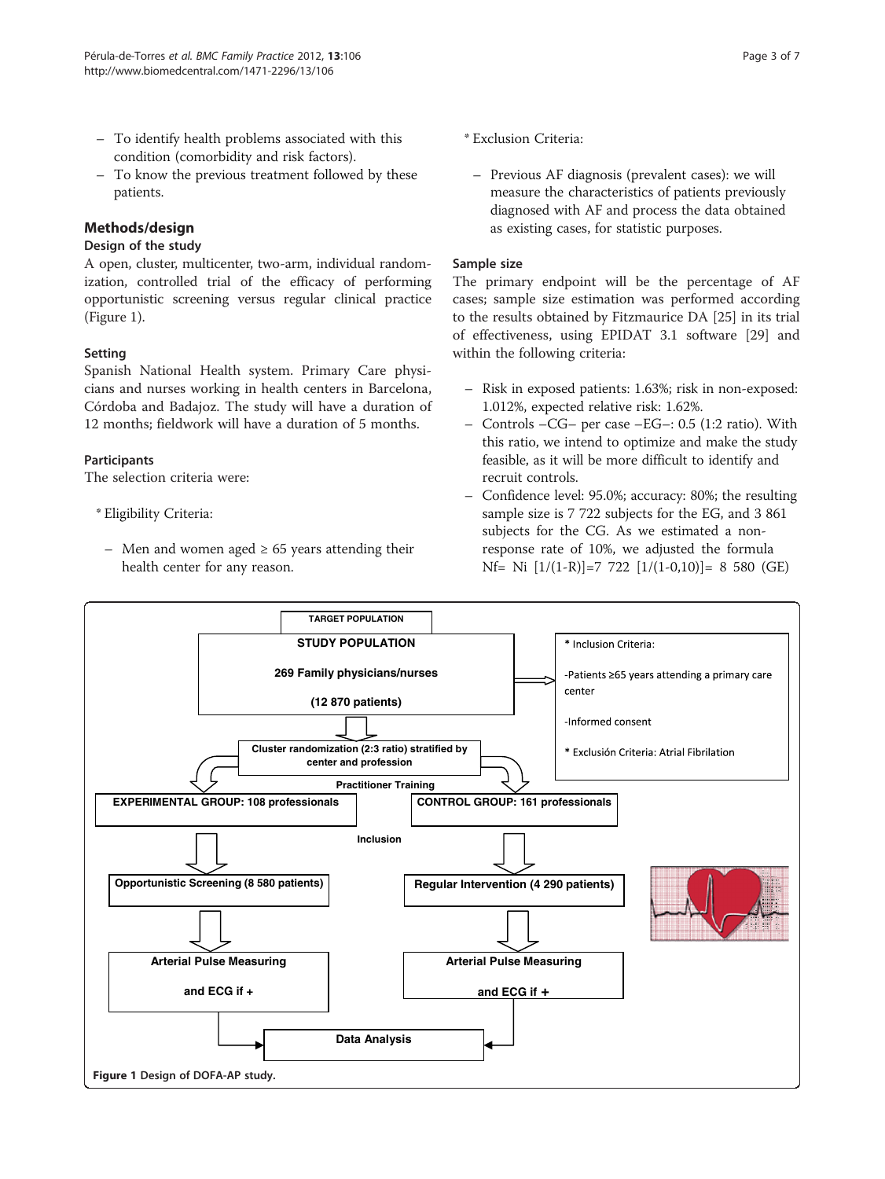- To identify health problems associated with this condition (comorbidity and risk factors).
- To know the previous treatment followed by these patients.

## Methods/design

### Design of the study

A open, cluster, multicenter, two-arm, individual randomization, controlled trial of the efficacy of performing opportunistic screening versus regular clinical practice (Figure 1).

### Setting

Spanish National Health system. Primary Care physicians and nurses working in health centers in Barcelona, Córdoba and Badajoz. The study will have a duration of 12 months; fieldwork will have a duration of 5 months.

### Participants

The selection criteria were:

* Eligibility Criteria:

- Men and women aged ≥ 65 years attending their health center for any reason.

* Exclusion Criteria:

- Previous AF diagnosis (prevalent cases): we will measure the characteristics of patients previously diagnosed with AF and process the data obtained as existing cases, for statistic purposes.

### Sample size

The primary endpoint will be the percentage of AF cases; sample size estimation was performed according to the results obtained by Fitzmaurice DA [25] in its trial of effectiveness, using EPIDAT 3.1 software [29] and within the following criteria:

- Risk in exposed patients: 1.63%; risk in non-exposed: 1.012%, expected relative risk: 1.62%.
- Controls –CG– per case –EG–: 0.5 (1:2 ratio). With this ratio, we intend to optimize and make the study feasible, as it will be more difficult to identify and recruit controls.
- Confidence level: 95.0%; accuracy: 80%; the resulting sample size is 7 722 subjects for the EG, and 3 861 subjects for the CG. As we estimated a non-response rate of 10%, we adjusted the formula Nf= Ni [1/(1-R)]=7 722 [1/(1-0,10)]= 8 580 (GE)

TARGET POPULATION

STUDY POPULATION

269 Family physicians/nurses

(12 870 patients)

* Inclusion Criteria:

-Patients ≥65 years attending a primary care center

-Informed consent

* Exclusión Criteria: Atrial Fibrilation

Cluster randomization (2:3 ratio) stratified by center and profession

Practitioner Training

EXPERIMENTAL GROUP: 108 professionals

CONTROL GROUP: 161 professionals

Inclusion

Opportunistic Screening (8 580 patients)

Regular Intervention (4 290 patients)

Arterial Pulse Measuring and ECG if +

Arterial Pulse Measuring and ECG if +

Data Analysis

**Figure 1** Design of DOFA-AP study.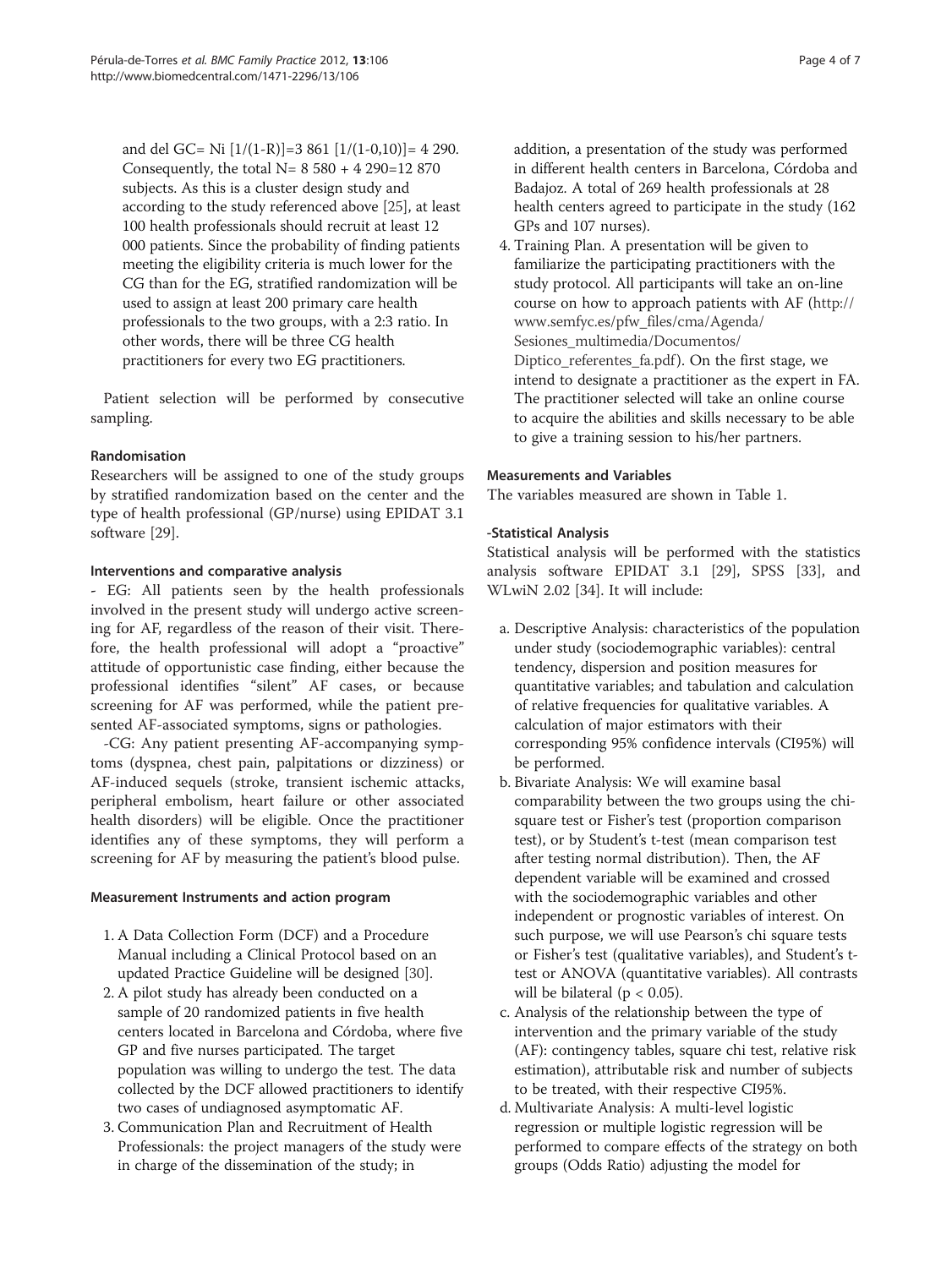and del GC= Ni [1/(1-R)]=3 861 [1/(1-0,10)]= 4 290. Consequently, the total N= 8 580 + 4 290=12 870 subjects. As this is a cluster design study and according to the study referenced above [25], at least 100 health professionals should recruit at least 12 000 patients. Since the probability of finding patients meeting the eligibility criteria is much lower for the CG than for the EG, stratified randomization will be used to assign at least 200 primary care health professionals to the two groups, with a 2:3 ratio. In other words, there will be three CG health practitioners for every two EG practitioners.

Patient selection will be performed by consecutive sampling.

### Randomisation

Researchers will be assigned to one of the study groups by stratified randomization based on the center and the type of health professional (GP/nurse) using EPIDAT 3.1 software [29].

### Interventions and comparative analysis

- EG: All patients seen by the health professionals involved in the present study will undergo active screening for AF, regardless of the reason of their visit. Therefore, the health professional will adopt a "proactive" attitude of opportunistic case finding, either because the professional identifies "silent" AF cases, or because screening for AF was performed, while the patient presented AF-associated symptoms, signs or pathologies.

-CG: Any patient presenting AF-accompanying symptoms (dyspnea, chest pain, palpitations or dizziness) or AF-induced sequels (stroke, transient ischemic attacks, peripheral embolism, heart failure or other associated health disorders) will be eligible. Once the practitioner identifies any of these symptoms, they will perform a screening for AF by measuring the patient's blood pulse.

### Measurement Instruments and action program

1. A Data Collection Form (DCF) and a Procedure Manual including a Clinical Protocol based on an updated Practice Guideline will be designed [30].
2. A pilot study has already been conducted on a sample of 20 randomized patients in five health centers located in Barcelona and Córdoba, where five GP and five nurses participated. The target population was willing to undergo the test. The data collected by the DCF allowed practitioners to identify two cases of undiagnosed asymptomatic AF.
3. Communication Plan and Recruitment of Health Professionals: the project managers of the study were in charge of the dissemination of the study; in addition, a presentation of the study was performed in different health centers in Barcelona, Córdoba and Badajoz. A total of 269 health professionals at 28 health centers agreed to participate in the study (162 GPs and 107 nurses).
4. Training Plan. A presentation will be given to familiarize the participating practitioners with the study protocol. All participants will take an on-line course on how to approach patients with AF (http://www.semfyc.es/pfw_files/cma/Agenda/Sesiones_multimedia/Documentos/Diptico_referentes_fa.pdf). On the first stage, we intend to designate a practitioner as the expert in FA. The practitioner selected will take an online course to acquire the abilities and skills necessary to be able to give a training session to his/her partners.

### Measurements and Variables

The variables measured are shown in Table 1.

### -Statistical Analysis

Statistical analysis will be performed with the statistics analysis software EPIDAT 3.1 [29], SPSS [33], and WLwiN 2.02 [34]. It will include:

a. Descriptive Analysis: characteristics of the population under study (sociodemographic variables): central tendency, dispersion and position measures for quantitative variables; and tabulation and calculation of relative frequencies for qualitative variables. A calculation of major estimators with their corresponding 95% confidence intervals (CI95%) will be performed.
b. Bivariate Analysis: We will examine basal comparability between the two groups using the chi-square test or Fisher's test (proportion comparison test), or by Student's t-test (mean comparison test after testing normal distribution). Then, the AF dependent variable will be examined and crossed with the sociodemographic variables and other independent or prognostic variables of interest. On such purpose, we will use Pearson's chi square tests or Fisher's test (qualitative variables), and Student's t-test or ANOVA (quantitative variables). All contrasts will be bilateral ($p < 0.05$).
c. Analysis of the relationship between the type of intervention and the primary variable of the study (AF): contingency tables, square chi test, relative risk estimation), attributable risk and number of subjects to be treated, with their respective CI95%.
d. Multivariate Analysis: A multi-level logistic regression or multiple logistic regression will be performed to compare effects of the strategy on both groups (Odds Ratio) adjusting the model for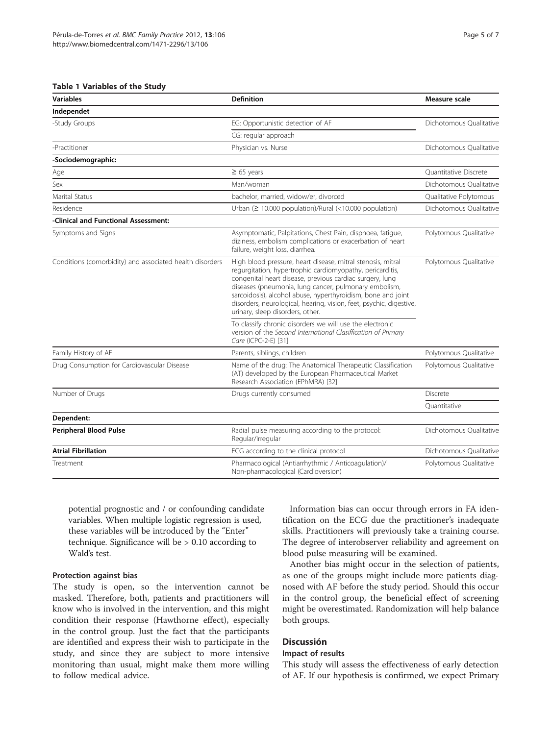**Table 1 Variables of the Study**

| Variables | Definition | Measure scale |
|---|---|---|
| **Independet** | | |
| -Study Groups | EG: Opportunistic detection of AF | Dichotomous Qualitative |
| | CG: regular approach | |
| -Practitioner | Physician vs. Nurse | Dichotomous Qualitative |
| **-Sociodemographic:** | | |
| Age | ≥ 65 years | Quantitative Discrete |
| Sex | Man/woman | Dichotomous Qualitative |
| Marital Status | bachelor, married, widow/er, divorced | Qualitative Polytomous |
| Residence | Urban (≥ 10.000 population)/Rural (<10.000 population) | Dichotomous Qualitative |
| **-Clinical and Functional Assessment:** | | |
| Symptoms and Signs | Asymptomatic, Palpitations, Chest Pain, dispnoea, fatigue, diziness, embolism complications or exacerbation of heart failure, weight loss, diarrhea. | Polytomous Qualitative |
| Conditions (comorbidity) and associated health disorders | High blood pressure, heart disease, mitral stenosis, mitral regurgitation, hypertrophic cardiomyopathy, pericarditis, congenital heart disease, previous cardiac surgery, lung diseases (pneumonia, lung cancer, pulmonary embolism, sarcoidosis), alcohol abuse, hyperthyroidism, bone and joint disorders, neurological, hearing, vision, feet, psychic, digestive, urinary, sleep disorders, other. | Polytomous Qualitative |
| | To classify chronic disorders we will use the electronic version of the *Second International Clasiffication of Primary Care* (ICPC-2-E) [31] | |
| Family History of AF | Parents, siblings, children | Polytomous Qualitative |
| Drug Consumption for Cardiovascular Disease | Name of the drug: The Anatomical Therapeutic Classification (AT) developed by the European Pharmaceutical Market Research Association (EPhMRA) [32] | Polytomous Qualitative |
| Number of Drugs | Drugs currently consumed | Discrete |
| | | Quantitative |
| **Dependent:** | | |
| **Peripheral Blood Pulse** | Radial pulse measuring according to the protocol: Regular/Irregular | Dichotomous Qualitative |
| **Atrial Fibrillation** | ECG according to the clinical protocol | Dichotomous Qualitative |
| Treatment | Pharmacological (Antiarrhythmic / Anticoagulation)/ Non-pharmacological (Cardioversion) | Polytomous Qualitative |

potential prognostic and / or confounding candidate variables. When multiple logistic regression is used, these variables will be introduced by the "Enter" technique. Significance will be > 0.10 according to Wald's test.

### Protection against bias

The study is open, so the intervention cannot be masked. Therefore, both, patients and practitioners will know who is involved in the intervention, and this might condition their response (Hawthorne effect), especially in the control group. Just the fact that the participants are identified and express their wish to participate in the study, and since they are subject to more intensive monitoring than usual, might make them more willing to follow medical advice.

Information bias can occur through errors in FA identification on the ECG due the practitioner's inadequate skills. Practitioners will previously take a training course. The degree of interobserver reliability and agreement on blood pulse measuring will be examined.

Another bias might occur in the selection of patients, as one of the groups might include more patients diagnosed with AF before the study period. Should this occur in the control group, the beneficial effect of screening might be overestimated. Randomization will help balance both groups.

## Discussión

### Impact of results

This study will assess the effectiveness of early detection of AF. If our hypothesis is confirmed, we expect Primary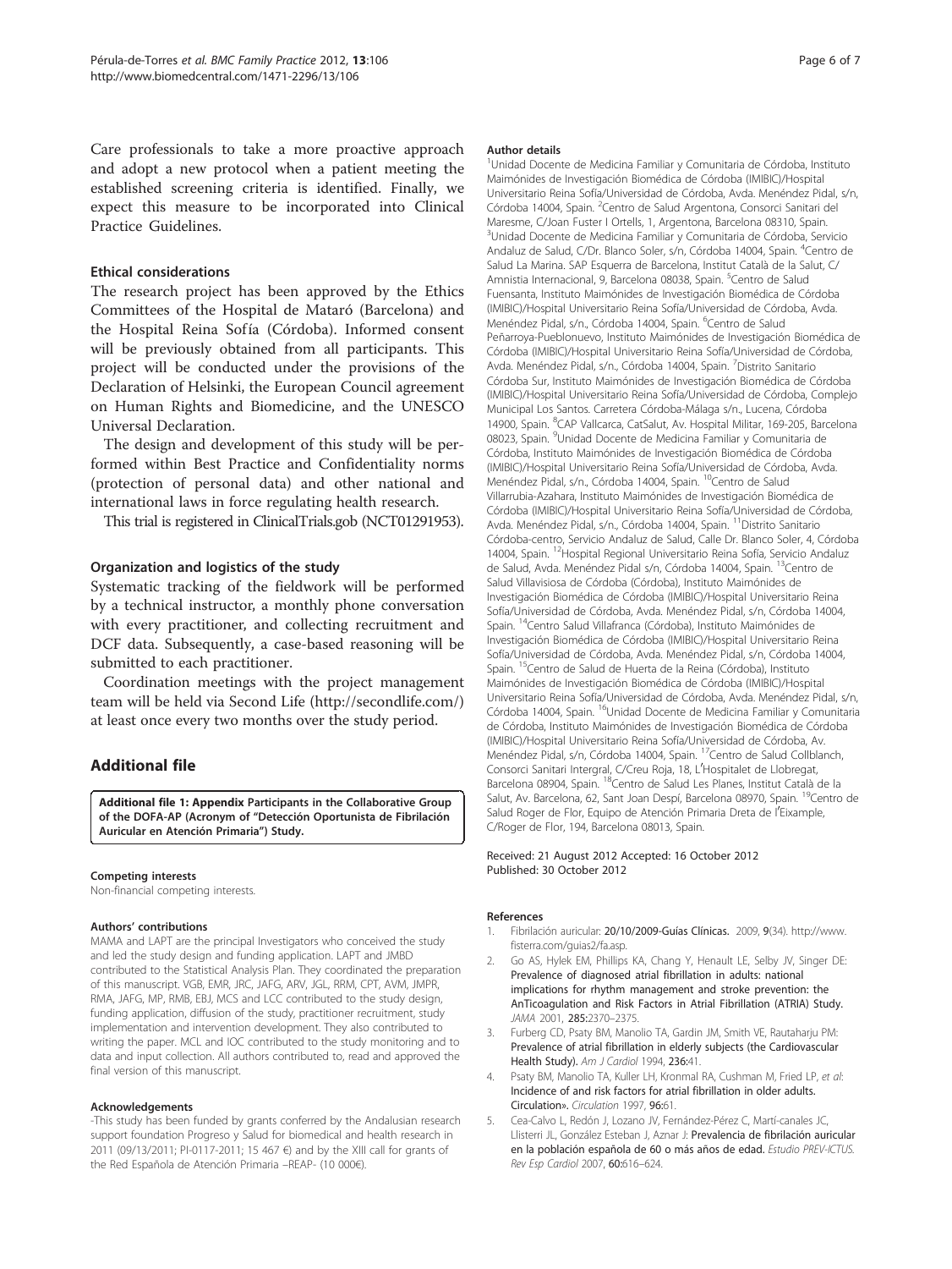Care professionals to take a more proactive approach and adopt a new protocol when a patient meeting the established screening criteria is identified. Finally, we expect this measure to be incorporated into Clinical Practice Guidelines.

### Ethical considerations

The research project has been approved by the Ethics Committees of the Hospital de Mataró (Barcelona) and the Hospital Reina Sofía (Córdoba). Informed consent will be previously obtained from all participants. This project will be conducted under the provisions of the Declaration of Helsinki, the European Council agreement on Human Rights and Biomedicine, and the UNESCO Universal Declaration.

The design and development of this study will be performed within Best Practice and Confidentiality norms (protection of personal data) and other national and international laws in force regulating health research.

This trial is registered in ClinicalTrials.gob (NCT01291953).

### Organization and logistics of the study

Systematic tracking of the fieldwork will be performed by a technical instructor, a monthly phone conversation with every practitioner, and collecting recruitment and DCF data. Subsequently, a case-based reasoning will be submitted to each practitioner.

Coordination meetings with the project management team will be held via Second Life (http://secondlife.com/) at least once every two months over the study period.

## Additional file

**Additional file 1: Appendix** Participants in the Collaborative Group of the DOFA-AP (Acronym of "Detección Oportunista de Fibrilación Auricular en Atención Primaria") Study.

#### Competing interests

Non-financial competing interests.

#### Authors' contributions

MAMA and LAPT are the principal Investigators who conceived the study and led the study design and funding application. LAPT and JMBD contributed to the Statistical Analysis Plan. They coordinated the preparation of this manuscript. VGB, EMR, JRC, JAFG, ARV, JGL, RRM, CPT, AVM, JMPR, RMA, JAFG, MP, RMB, EBJ, MCS and LCC contributed to the study design, funding application, diffusion of the study, practitioner recruitment, study implementation and intervention development. They also contributed to writing the paper. MCL and IOC contributed to the study monitoring and to data and input collection. All authors contributed to, read and approved the final version of this manuscript.

#### Acknowledgements

-This study has been funded by grants conferred by the Andalusian research support foundation Progreso y Salud for biomedical and health research in 2011 (09/13/2011; PI-0117-2011; 15 467 €) and by the XIII call for grants of the Red Española de Atención Primaria –REAP- (10 000€).

#### Author details

[1]Unidad Docente de Medicina Familiar y Comunitaria de Córdoba, Instituto Maimónides de Investigación Biomédica de Córdoba (IMIBIC)/Hospital Universitario Reina Sofía/Universidad de Córdoba, Avda. Menéndez Pidal, s/n, Córdoba 14004, Spain. [2]Centro de Salud Argentona, Consorci Sanitari del Maresme, C/Joan Fuster I Ortells, 1, Argentona, Barcelona 08310, Spain. [3]Unidad Docente de Medicina Familiar y Comunitaria de Córdoba, Servicio Andaluz de Salud, C/Dr. Blanco Soler, s/n, Córdoba 14004, Spain. [4]Centro de Salud La Marina. SAP Esquerra de Barcelona, Institut Català de la Salut, C/ Amnistia Internacional, 9, Barcelona 08038, Spain. [5]Centro de Salud Fuensanta, Instituto Maimónides de Investigación Biomédica de Córdoba (IMIBIC)/Hospital Universitario Reina Sofía/Universidad de Córdoba, Avda. Menéndez Pidal, s/n., Córdoba 14004, Spain. [6]Centro de Salud Peñarroya-Pueblonuevo, Instituto Maimónides de Investigación Biomédica de Córdoba (IMIBIC)/Hospital Universitario Reina Sofía/Universidad de Córdoba, Avda. Menéndez Pidal, s/n., Córdoba 14004, Spain. [7]Distrito Sanitario Córdoba Sur, Instituto Maimónides de Investigación Biomédica de Córdoba (IMIBIC)/Hospital Universitario Reina Sofía/Universidad de Córdoba, Complejo Municipal Los Santos. Carretera Córdoba-Málaga s/n., Lucena, Córdoba 14900, Spain. [8]CAP Vallcarca, CatSalut, Av. Hospital Militar, 169-205, Barcelona 08023, Spain. [9]Unidad Docente de Medicina Familiar y Comunitaria de Córdoba, Instituto Maimónides de Investigación Biomédica de Córdoba (IMIBIC)/Hospital Universitario Reina Sofía/Universidad de Córdoba, Avda. Menéndez Pidal, s/n., Córdoba 14004, Spain. [10]Centro de Salud Villarrubia-Azahara, Instituto Maimónides de Investigación Biomédica de Córdoba (IMIBIC)/Hospital Universitario Reina Sofía/Universidad de Córdoba, Avda. Menéndez Pidal, s/n., Córdoba 14004, Spain. [11]Distrito Sanitario Córdoba-centro, Servicio Andaluz de Salud, Calle Dr. Blanco Soler, 4, Córdoba 14004, Spain. [12]Hospital Regional Universitario Reina Sofía, Servicio Andaluz de Salud, Avda. Menéndez Pidal s/n, Córdoba 14004, Spain. [13]Centro de Salud Villaviciosa de Córdoba (Córdoba), Instituto Maimónides de Investigación Biomédica de Córdoba (IMIBIC)/Hospital Universitario Reina Sofía/Universidad de Córdoba, Avda. Menéndez Pidal, s/n, Córdoba 14004, Spain. [14]Centro Salud Villafranca (Córdoba), Instituto Maimónides de Investigación Biomédica de Córdoba (IMIBIC)/Hospital Universitario Reina Sofía/Universidad de Córdoba, Avda. Menéndez Pidal, s/n, Córdoba 14004, Spain. [15]Centro de Salud de Huerta de la Reina (Córdoba), Instituto Maimónides de Investigación Biomédica de Córdoba (IMIBIC)/Hospital Universitario Reina Sofía/Universidad de Córdoba, Avda. Menéndez Pidal, s/n, Córdoba 14004, Spain. [16]Unidad Docente de Medicina Familiar y Comunitaria de Córdoba, Instituto Maimónides de Investigación Biomédica de Córdoba (IMIBIC)/Hospital Universitario Reina Sofía/Universidad de Córdoba, Av. Menéndez Pidal, s/n, Córdoba 14004, Spain. [17]Centro de Salud Collblanch, Consorci Sanitari Intergral, C/Creu Roja, 18, L'Hospitalet de Llobregat, Barcelona 08904, Spain. [18]Centro de Salud Les Planes, Institut Català de la Salut, Av. Barcelona, 62, Sant Joan Despí, Barcelona 08970, Spain. [19]Centro de Salud Roger de Flor, Equipo de Atención Primaria Dreta de l'Eixample, C/Roger de Flor, 194, Barcelona 08013, Spain.

Received: 21 August 2012 Accepted: 16 October 2012
Published: 30 October 2012

#### References

1. Fibrilación auricular: **20/10/2009-Guías Clínicas.** 2009, **9**(34). http://www.fisterra.com/guias2/fa.asp.
2. Go AS, Hylek EM, Phillips KA, Chang Y, Henault LE, Selby JV, Singer DE: **Prevalence of diagnosed atrial fibrillation in adults: national implications for rhythm management and stroke prevention: the AnTicoagulation and Risk Factors in Atrial Fibrillation (ATRIA) Study.** *JAMA* 2001, **285:**2370–2375.
3. Furberg CD, Psaty BM, Manolio TA, Gardin JM, Smith VE, Rautaharju PM: **Prevalence of atrial fibrillation in elderly subjects (the Cardiovascular Health Study).** *Am J Cardiol* 1994, **236:**41.
4. Psaty BM, Manolio TA, Kuller LH, Kronmal RA, Cushman M, Fried LP, *et al*: **Incidence of and risk factors for atrial fibrillation in older adults. Circulation».** *Circulation* 1997, **96:**61.
5. Cea-Calvo L, Redón J, Lozano JV, Fernández-Pérez C, Martí-canales JC, Llisterri JL, González Esteban J, Aznar J: **Prevalencia de fibrilación auricular en la población española de 60 o más años de edad.** *Estudio PREV-ICTUS. Rev Esp Cardiol* 2007, **60:**616–624.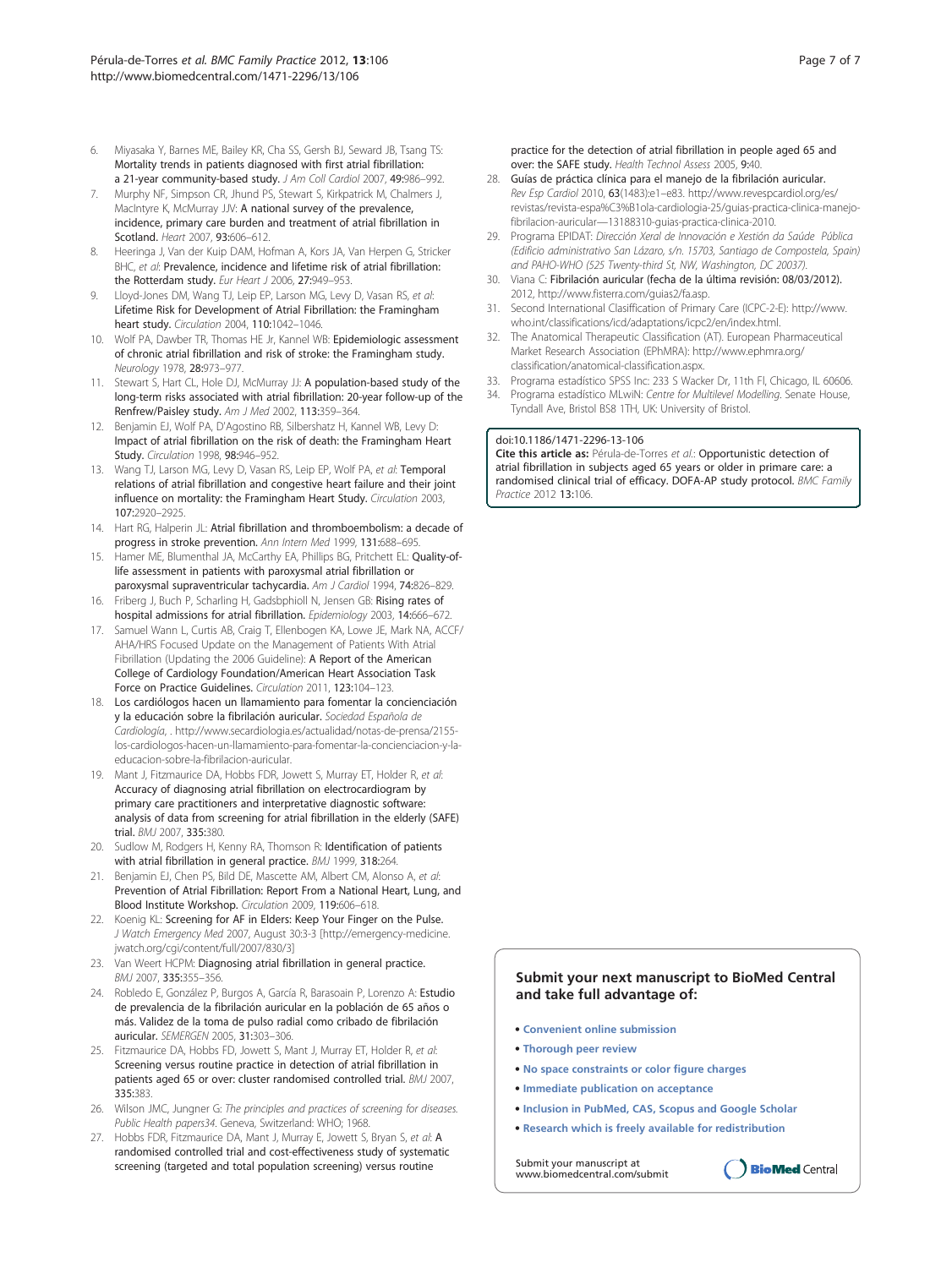6. Miyasaka Y, Barnes ME, Bailey KR, Cha SS, Gersh BJ, Seward JB, Tsang TS: **Mortality trends in patients diagnosed with first atrial fibrillation: a 21-year community-based study.** *J Am Coll Cardiol* 2007, **49:**986–992.
7. Murphy NF, Simpson CR, Jhund PS, Stewart S, Kirkpatrick M, Chalmers J, MacIntyre K, McMurray JJV: **A national survey of the prevalence, incidence, primary care burden and treatment of atrial fibrillation in Scotland.** *Heart* 2007, **93:**606–612.
8. Heeringa J, Van der Kuip DAM, Hofman A, Kors JA, Van Herpen G, Stricker BHC, *et al*: **Prevalence, incidence and lifetime risk of atrial fibrillation: the Rotterdam study.** *Eur Heart J* 2006, **27:**949–953.
9. Lloyd-Jones DM, Wang TJ, Leip EP, Larson MG, Levy D, Vasan RS, *et al*: **Lifetime Risk for Development of Atrial Fibrillation: the Framingham heart study.** *Circulation* 2004, **110:**1042–1046.
10. Wolf PA, Dawber TR, Thomas HE Jr, Kannel WB: **Epidemiologic assessment of chronic atrial fibrillation and risk of stroke: the Framingham study.** *Neurology* 1978, **28:**973–977.
11. Stewart S, Hart CL, Hole DJ, McMurray JJ: **A population-based study of the long-term risks associated with atrial fibrillation: 20-year follow-up of the Renfrew/Paisley study.** *Am J Med* 2002, **113:**359–364.
12. Benjamin EJ, Wolf PA, D'Agostino RB, Silbershatz H, Kannel WB, Levy D: **Impact of atrial fibrillation on the risk of death: the Framingham Heart Study.** *Circulation* 1998, **98:**946–952.
13. Wang TJ, Larson MG, Levy D, Vasan RS, Leip EP, Wolf PA, *et al*: **Temporal relations of atrial fibrillation and congestive heart failure and their joint influence on mortality: the Framingham Heart Study.** *Circulation* 2003, **107:**2920–2925.
14. Hart RG, Halperin JL: **Atrial fibrillation and thromboembolism: a decade of progress in stroke prevention.** *Ann Intern Med* 1999, **131:**688–695.
15. Hamer ME, Blumenthal JA, McCarthy EA, Phillips BG, Pritchett EL: **Quality-of-life assessment in patients with paroxysmal atrial fibrillation or paroxysmal supraventricular tachycardia.** *Am J Cardiol* 1994, **74:**826–829.
16. Friberg J, Buch P, Scharling H, Gadsbphioll N, Jensen GB: **Rising rates of hospital admissions for atrial fibrillation.** *Epidemiology* 2003, **14:**666–672.
17. Samuel Wann L, Curtis AB, Craig T, Ellenbogen KA, Lowe JE, Mark NA, ACCF/AHA/HRS Focused Update on the Management of Patients With Atrial Fibrillation (Updating the 2006 Guideline): **A Report of the American College of Cardiology Foundation/American Heart Association Task Force on Practice Guidelines.** *Circulation* 2011, **123:**104–123.
18. **Los cardiólogos hacen un llamamiento para fomentar la concienciación y la educación sobre la fibrilación auricular.** *Sociedad Española de Cardiología*, . http://www.secardiologia.es/actualidad/notas-de-prensa/2155-los-cardiologos-hacen-un-llamamiento-para-fomentar-la-concienciacion-y-la-educacion-sobre-la-fibrilacion-auricular.
19. Mant J, Fitzmaurice DA, Hobbs FDR, Jowett S, Murray ET, Holder R, *et al*: **Accuracy of diagnosing atrial fibrillation on electrocardiogram by primary care practitioners and interpretative diagnostic software: analysis of data from screening for atrial fibrillation in the elderly (SAFE) trial.** *BMJ* 2007, **335:**380.
20. Sudlow M, Rodgers H, Kenny RA, Thomson R: **Identification of patients with atrial fibrillation in general practice.** *BMJ* 1999, **318:**264.
21. Benjamin EJ, Chen PS, Bild DE, Mascette AM, Albert CM, Alonso A, *et al*: **Prevention of Atrial Fibrillation: Report From a National Heart, Lung, and Blood Institute Workshop.** *Circulation* 2009, **119:**606–618.
22. Koenig KL: **Screening for AF in Elders: Keep Your Finger on the Pulse.** *J Watch Emergency Med* 2007, August 30:3-3 [http://emergency-medicine.jwatch.org/cgi/content/full/2007/830/3]
23. Van Weert HCPM: **Diagnosing atrial fibrillation in general practice.** *BMJ* 2007, **335:**355–356.
24. Robledo E, González P, Burgos A, García R, Barasoain P, Lorenzo A: **Estudio de prevalencia de la fibrilación auricular en la población de 65 años o más. Validez de la toma de pulso radial como cribado de fibrilación auricular.** *SEMERGEN* 2005, **31:**303–306.
25. Fitzmaurice DA, Hobbs FD, Jowett S, Mant J, Murray ET, Holder R, *et al*: **Screening versus routine practice in detection of atrial fibrillation in patients aged 65 or over: cluster randomised controlled trial.** *BMJ* 2007, **335:**383.
26. Wilson JMC, Jungner G: *The principles and practices of screening for diseases. Public Health papers34*. Geneva, Switzerland: WHO; 1968.
27. Hobbs FDR, Fitzmaurice DA, Mant J, Murray E, Jowett S, Bryan S, *et al*: **A randomised controlled trial and cost-effectiveness study of systematic screening (targeted and total population screening) versus routine practice for the detection of atrial fibrillation in people aged 65 and over: the SAFE study.** *Health Technol Assess* 2005, **9:**40.
28. **Guías de práctica clínica para el manejo de la fibrilación auricular.** *Rev Esp Cardiol* 2010, **63**(1483):e1–e83. http://www.revespcardiol.org/es/revistas/revista-espa%C3%B1ola-cardiologia-25/guias-practica-clinica-manejo-fibrilacion-auricular—13188310-guias-practica-clinica-2010.
29. Programa EPIDAT: *Dirección Xeral de Innovación e Xestión da Saúde Pública (Edificio administrativo San Lázaro, s/n. 15703, Santiago de Compostela, Spain) and PAHO-WHO (525 Twenty-third St, NW, Washington, DC 20037).*
30. Viana C: **Fibrilación auricular (fecha de la última revisión: 08/03/2012).** 2012, http://www.fisterra.com/guias2/fa.asp.
31. Second International Claiffication of Primary Care (ICPC-2-E): http://www.who.int/classifications/icd/adaptations/icpc2/en/index.html.
32. The Anatomical Therapeutic Classification (AT). European Pharmaceutical Market Research Association (EPhMRA): http://www.ephmra.org/classification/anatomical-classification.aspx.
33. Programa estadístico SPSS Inc: 233 S Wacker Dr, 11th Fl, Chicago, IL 60606.
34. Programa estadístico MLwiN: *Centre for Multilevel Modelling*. Senate House, Tyndall Ave, Bristol BS8 1TH, UK: University of Bristol.

doi:10.1186/1471-2296-13-106

**Cite this article as:** Pérula-de-Torres *et al.*: Opportunistic detection of atrial fibrillation in subjects aged 65 years or older in primare care: a randomised clinical trial of efficacy. DOFA-AP study protocol. *BMC Family Practice* 2012 **13**:106.